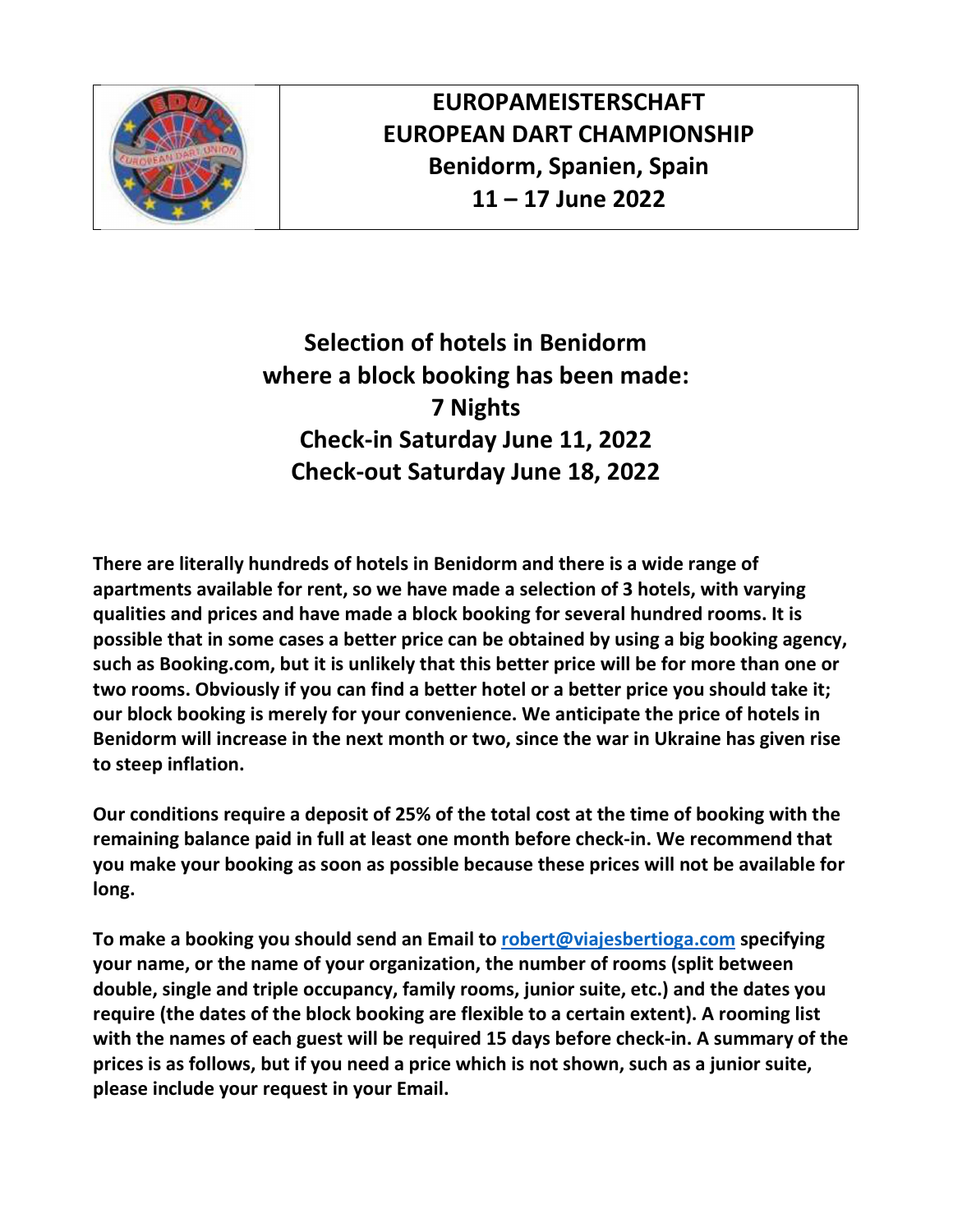# EUROPAMEISTERSCHAFT
# EUROPEAN DART CHAMPIONSHIP
## Benidorm, Spanien, Spain
## 11 – 17 June 2022

## Selection of hotels in Benidorm where a block booking has been made:
## 7 Nights
## Check-in Saturday June 11, 2022
## Check-out Saturday June 18, 2022

**There are literally hundreds of hotels in Benidorm and there is a wide range of apartments available for rent, so we have made a selection of 3 hotels, with varying qualities and prices and have made a block booking for several hundred rooms. It is possible that in some cases a better price can be obtained by using a big booking agency, such as Booking.com, but it is unlikely that this better price will be for more than one or two rooms. Obviously if you can find a better hotel or a better price you should take it; our block booking is merely for your convenience. We anticipate the price of hotels in Benidorm will increase in the next month or two, since the war in Ukraine has given rise to steep inflation.**

**Our conditions require a deposit of 25% of the total cost at the time of booking with the remaining balance paid in full at least one month before check-in. We recommend that you make your booking as soon as possible because these prices will not be available for long.**

**To make a booking you should send an Email to robert@viajesbertioga.com specifying your name, or the name of your organization, the number of rooms (split between double, single and triple occupancy, family rooms, junior suite, etc.) and the dates you require (the dates of the block booking are flexible to a certain extent). A rooming list with the names of each guest will be required 15 days before check-in. A summary of the prices is as follows, but if you need a price which is not shown, such as a junior suite, please include your request in your Email.**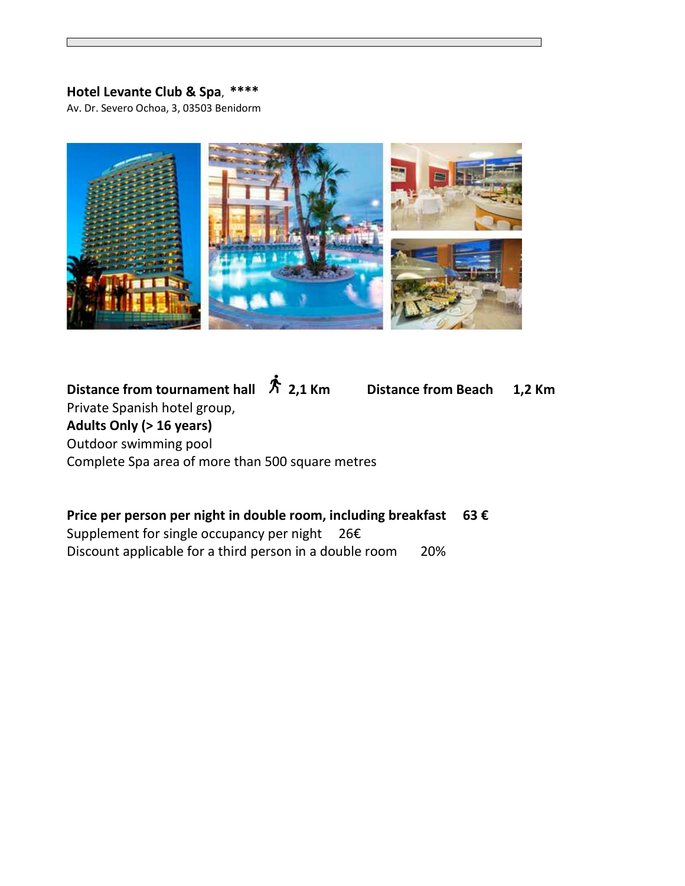**Hotel Levante Club & Spa**, \*\*\*\*

Av. Dr. Severo Ochoa, 3, 03503 Benidorm

**Distance from tournament hall** 🚶 **2,1 Km** **Distance from Beach** **1,2 Km**

Private Spanish hotel group,

**Adults Only (> 16 years)**

Outdoor swimming pool

Complete Spa area of more than 500 square metres

**Price per person per night in double room, including breakfast** **63 €**

Supplement for single occupancy per night 26€

Discount applicable for a third person in a double room 20%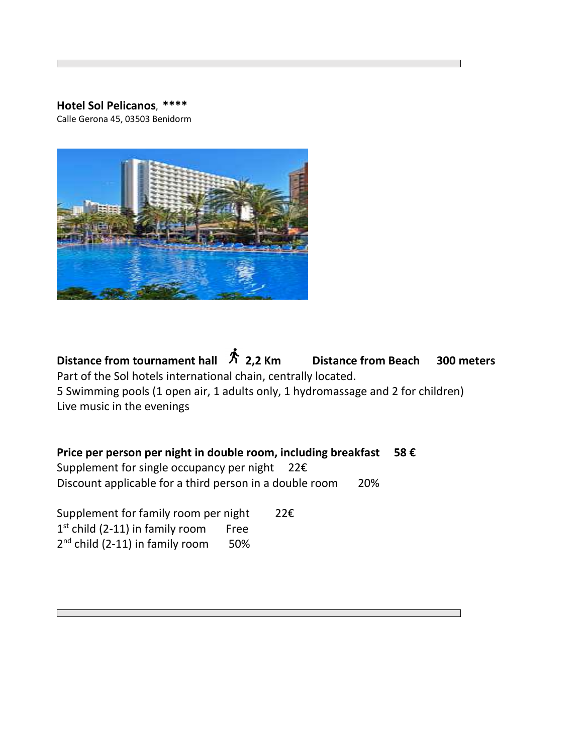**Hotel Sol Pelicanos**, ****
Calle Gerona 45, 03503 Benidorm

**Distance from tournament hall 🚶 2,2 Km** **Distance from Beach 300 meters**

Part of the Sol hotels international chain, centrally located.
5 Swimming pools (1 open air, 1 adults only, 1 hydromassage and 2 for children)
Live music in the evenings

**Price per person per night in double room, including breakfast 58 €**
Supplement for single occupancy per night 22€
Discount applicable for a third person in a double room 20%

Supplement for family room per night 22€
1st child (2-11) in family room Free
2nd child (2-11) in family room 50%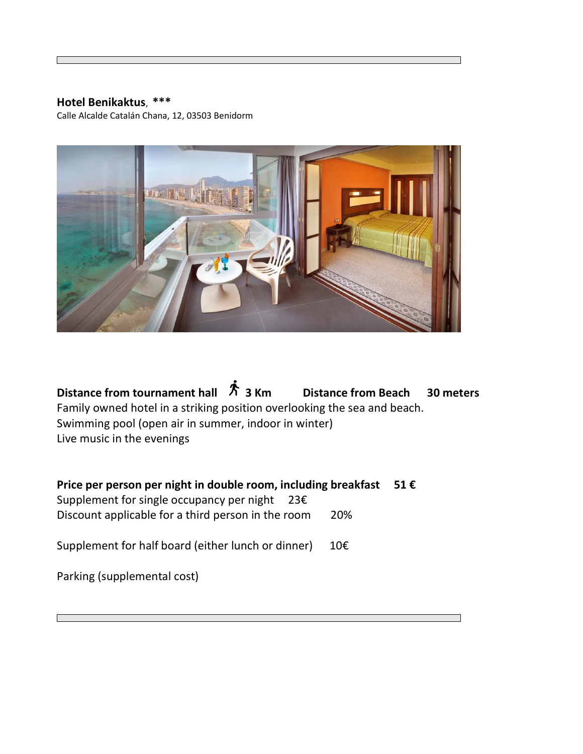**Hotel Benikaktus**, **\*\*\***
Calle Alcalde Catalán Chana, 12, 03503 Benidorm

**Distance from tournament hall** 🚶 **3 Km** **Distance from Beach** **30 meters**

Family owned hotel in a striking position overlooking the sea and beach.
Swimming pool (open air in summer, indoor in winter)
Live music in the evenings

**Price per person per night in double room, including breakfast 51 €**
Supplement for single occupancy per night 23€
Discount applicable for a third person in the room 20%

Supplement for half board (either lunch or dinner) 10€

Parking (supplemental cost)